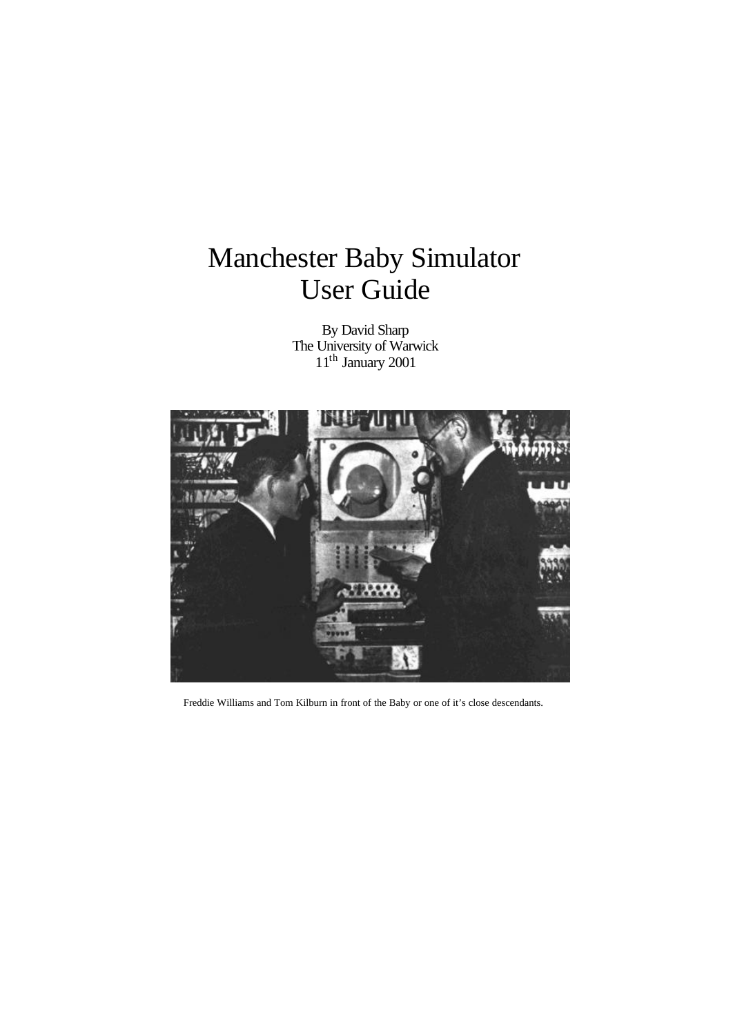# Manchester Baby Simulator
# User Guide

By David Sharp
The University of Warwick
11th January 2001

Freddie Williams and Tom Kilburn in front of the Baby or one of it's close descendants.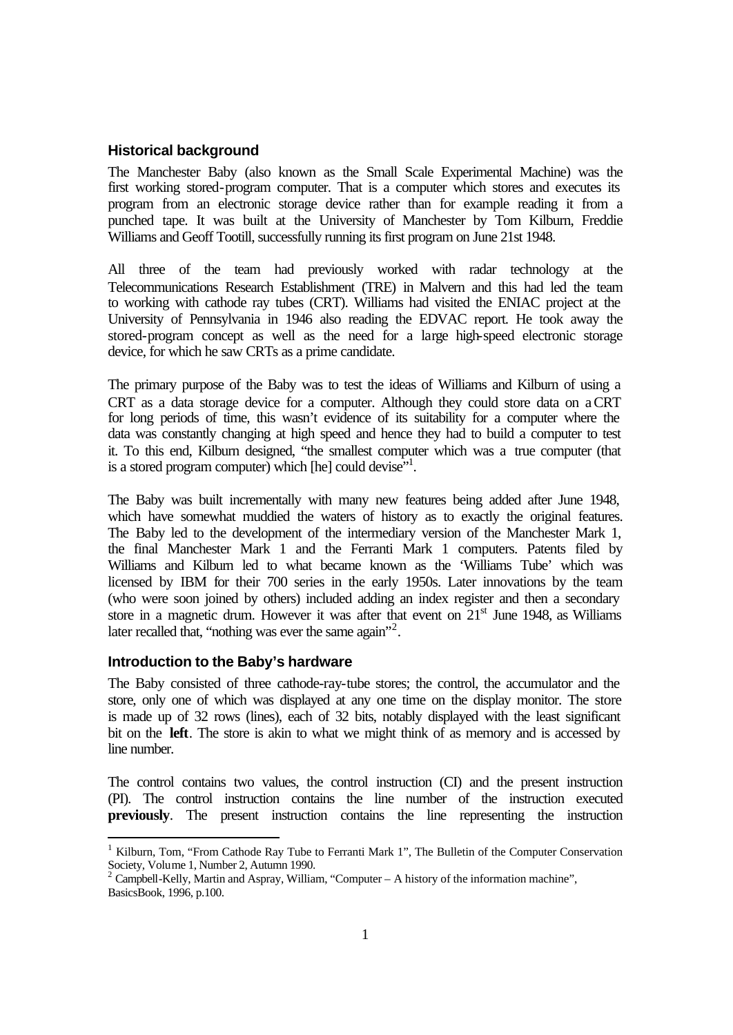## Historical background

The Manchester Baby (also known as the Small Scale Experimental Machine) was the first working stored-program computer. That is a computer which stores and executes its program from an electronic storage device rather than for example reading it from a punched tape. It was built at the University of Manchester by Tom Kilburn, Freddie Williams and Geoff Tootill, successfully running its first program on June 21st 1948.

All three of the team had previously worked with radar technology at the Telecommunications Research Establishment (TRE) in Malvern and this had led the team to working with cathode ray tubes (CRT). Williams had visited the ENIAC project at the University of Pennsylvania in 1946 also reading the EDVAC report. He took away the stored-program concept as well as the need for a large high-speed electronic storage device, for which he saw CRTs as a prime candidate.

The primary purpose of the Baby was to test the ideas of Williams and Kilburn of using a CRT as a data storage device for a computer. Although they could store data on a CRT for long periods of time, this wasn't evidence of its suitability for a computer where the data was constantly changing at high speed and hence they had to build a computer to test it. To this end, Kilburn designed, "the smallest computer which was a true computer (that is a stored program computer) which [he] could devise"[1].

The Baby was built incrementally with many new features being added after June 1948, which have somewhat muddied the waters of history as to exactly the original features. The Baby led to the development of the intermediary version of the Manchester Mark 1, the final Manchester Mark 1 and the Ferranti Mark 1 computers. Patents filed by Williams and Kilburn led to what became known as the 'Williams Tube' which was licensed by IBM for their 700 series in the early 1950s. Later innovations by the team (who were soon joined by others) included adding an index register and then a secondary store in a magnetic drum. However it was after that event on 21st June 1948, as Williams later recalled that, "nothing was ever the same again"[2].

## Introduction to the Baby's hardware

The Baby consisted of three cathode-ray-tube stores; the control, the accumulator and the store, only one of which was displayed at any one time on the display monitor. The store is made up of 32 rows (lines), each of 32 bits, notably displayed with the least significant bit on the **left**. The store is akin to what we might think of as memory and is accessed by line number.

The control contains two values, the control instruction (CI) and the present instruction (PI). The control instruction contains the line number of the instruction executed **previously**. The present instruction contains the line representing the instruction

---

[1] Kilburn, Tom, "From Cathode Ray Tube to Ferranti Mark 1", The Bulletin of the Computer Conservation Society, Volume 1, Number 2, Autumn 1990.

[2] Campbell-Kelly, Martin and Aspray, William, "Computer – A history of the information machine", BasicsBook, 1996, p.100.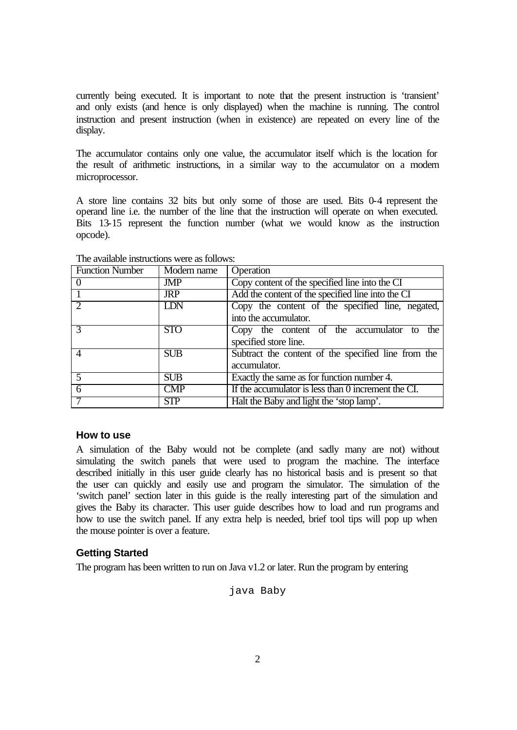currently being executed. It is important to note that the present instruction is 'transient' and only exists (and hence is only displayed) when the machine is running. The control instruction and present instruction (when in existence) are repeated on every line of the display.

The accumulator contains only one value, the accumulator itself which is the location for the result of arithmetic instructions, in a similar way to the accumulator on a modern microprocessor.

A store line contains 32 bits but only some of those are used. Bits 0-4 represent the operand line i.e. the number of the line that the instruction will operate on when executed. Bits 13-15 represent the function number (what we would know as the instruction opcode).

The available instructions were as follows:

| Function Number | Modern name | Operation |
|---|---|---|
| 0 | JMP | Copy content of the specified line into the CI |
| 1 | JRP | Add the content of the specified line into the CI |
| 2 | LDN | Copy the content of the specified line, negated, into the accumulator. |
| 3 | STO | Copy the content of the accumulator to the specified store line. |
| 4 | SUB | Subtract the content of the specified line from the accumulator. |
| 5 | SUB | Exactly the same as for function number 4. |
| 6 | CMP | If the accumulator is less than 0 increment the CI. |
| 7 | STP | Halt the Baby and light the 'stop lamp'. |

### How to use

A simulation of the Baby would not be complete (and sadly many are not) without simulating the switch panels that were used to program the machine. The interface described initially in this user guide clearly has no historical basis and is present so that the user can quickly and easily use and program the simulator. The simulation of the 'switch panel' section later in this guide is the really interesting part of the simulation and gives the Baby its character. This user guide describes how to load and run programs and how to use the switch panel. If any extra help is needed, brief tool tips will pop up when the mouse pointer is over a feature.

### Getting Started

The program has been written to run on Java v1.2 or later. Run the program by entering

```
java Baby
```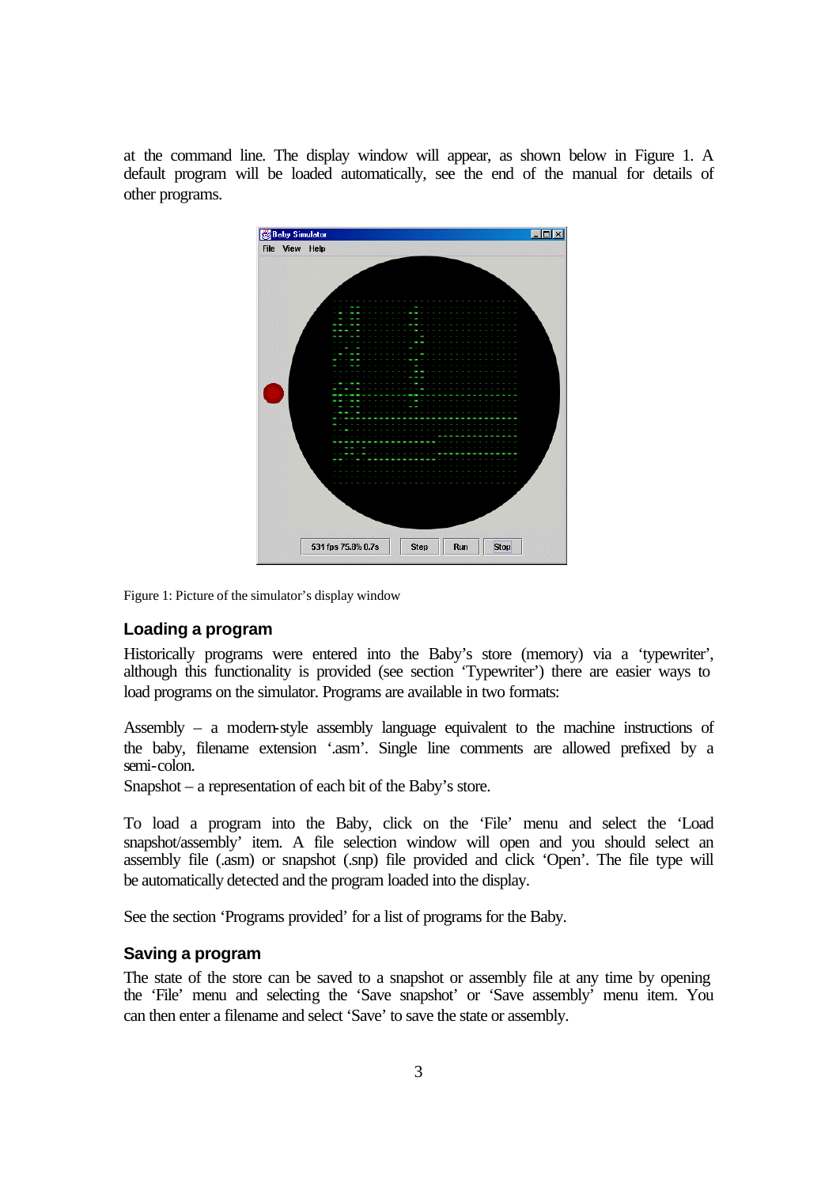at the command line. The display window will appear, as shown below in Figure 1. A default program will be loaded automatically, see the end of the manual for details of other programs.

Figure 1: Picture of the simulator's display window

## Loading a program

Historically programs were entered into the Baby's store (memory) via a 'typewriter', although this functionality is provided (see section 'Typewriter') there are easier ways to load programs on the simulator. Programs are available in two formats:

Assembly – a modern-style assembly language equivalent to the machine instructions of the baby, filename extension '.asm'. Single line comments are allowed prefixed by a semi-colon.
Snapshot – a representation of each bit of the Baby's store.

To load a program into the Baby, click on the 'File' menu and select the 'Load snapshot/assembly' item. A file selection window will open and you should select an assembly file (.asm) or snapshot (.snp) file provided and click 'Open'. The file type will be automatically detected and the program loaded into the display.

See the section 'Programs provided' for a list of programs for the Baby.

## Saving a program

The state of the store can be saved to a snapshot or assembly file at any time by opening the 'File' menu and selecting the 'Save snapshot' or 'Save assembly' menu item. You can then enter a filename and select 'Save' to save the state or assembly.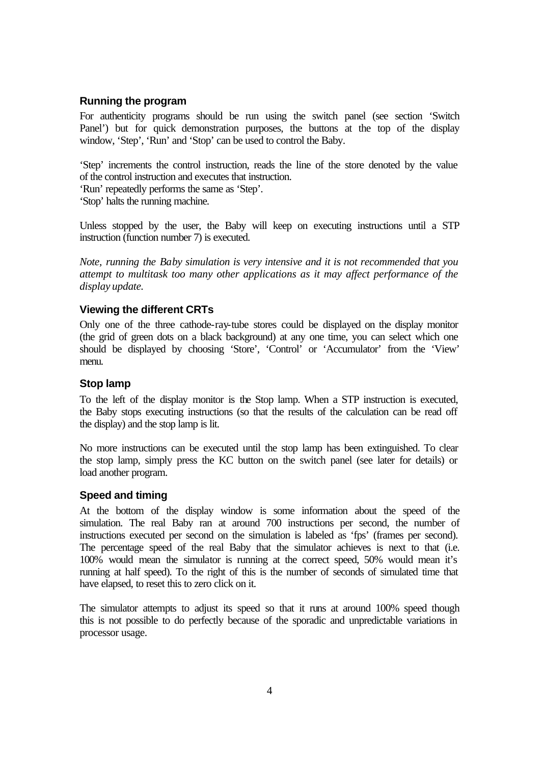### Running the program

For authenticity programs should be run using the switch panel (see section 'Switch Panel') but for quick demonstration purposes, the buttons at the top of the display window, 'Step', 'Run' and 'Stop' can be used to control the Baby.

'Step' increments the control instruction, reads the line of the store denoted by the value of the control instruction and executes that instruction.
'Run' repeatedly performs the same as 'Step'.
'Stop' halts the running machine.

Unless stopped by the user, the Baby will keep on executing instructions until a STP instruction (function number 7) is executed.

*Note, running the Baby simulation is very intensive and it is not recommended that you attempt to multitask too many other applications as it may affect performance of the display update.*

### Viewing the different CRTs

Only one of the three cathode-ray-tube stores could be displayed on the display monitor (the grid of green dots on a black background) at any one time, you can select which one should be displayed by choosing 'Store', 'Control' or 'Accumulator' from the 'View' menu.

### Stop lamp

To the left of the display monitor is the Stop lamp. When a STP instruction is executed, the Baby stops executing instructions (so that the results of the calculation can be read off the display) and the stop lamp is lit.

No more instructions can be executed until the stop lamp has been extinguished. To clear the stop lamp, simply press the KC button on the switch panel (see later for details) or load another program.

### Speed and timing

At the bottom of the display window is some information about the speed of the simulation. The real Baby ran at around 700 instructions per second, the number of instructions executed per second on the simulation is labeled as 'fps' (frames per second). The percentage speed of the real Baby that the simulator achieves is next to that (i.e. 100% would mean the simulator is running at the correct speed, 50% would mean it's running at half speed). To the right of this is the number of seconds of simulated time that have elapsed, to reset this to zero click on it.

The simulator attempts to adjust its speed so that it runs at around 100% speed though this is not possible to do perfectly because of the sporadic and unpredictable variations in processor usage.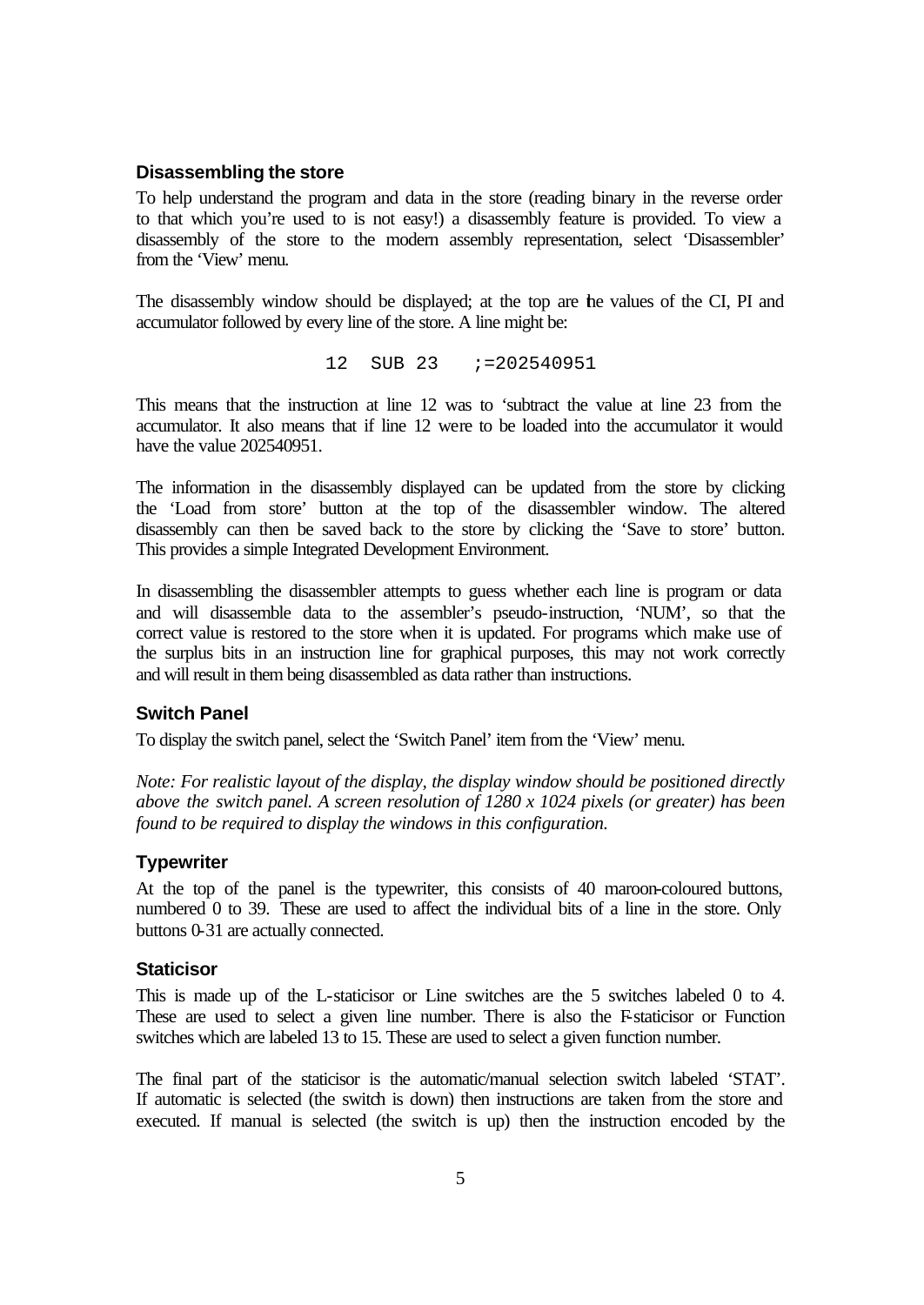### Disassembling the store

To help understand the program and data in the store (reading binary in the reverse order to that which you're used to is not easy!) a disassembly feature is provided. To view a disassembly of the store to the modern assembly representation, select 'Disassembler' from the 'View' menu.

The disassembly window should be displayed; at the top are the values of the CI, PI and accumulator followed by every line of the store. A line might be:

```
12  SUB 23   ;=202540951
```

This means that the instruction at line 12 was to 'subtract the value at line 23 from the accumulator. It also means that if line 12 were to be loaded into the accumulator it would have the value 202540951.

The information in the disassembly displayed can be updated from the store by clicking the 'Load from store' button at the top of the disassembler window. The altered disassembly can then be saved back to the store by clicking the 'Save to store' button. This provides a simple Integrated Development Environment.

In disassembling the disassembler attempts to guess whether each line is program or data and will disassemble data to the assembler's pseudo-instruction, 'NUM', so that the correct value is restored to the store when it is updated. For programs which make use of the surplus bits in an instruction line for graphical purposes, this may not work correctly and will result in them being disassembled as data rather than instructions.

### Switch Panel

To display the switch panel, select the 'Switch Panel' item from the 'View' menu.

*Note: For realistic layout of the display, the display window should be positioned directly above the switch panel. A screen resolution of 1280 x 1024 pixels (or greater) has been found to be required to display the windows in this configuration.*

### Typewriter

At the top of the panel is the typewriter, this consists of 40 maroon-coloured buttons, numbered 0 to 39. These are used to affect the individual bits of a line in the store. Only buttons 0-31 are actually connected.

### Staticisor

This is made up of the L-staticisor or Line switches are the 5 switches labeled 0 to 4. These are used to select a given line number. There is also the F-staticisor or Function switches which are labeled 13 to 15. These are used to select a given function number.

The final part of the staticisor is the automatic/manual selection switch labeled 'STAT'. If automatic is selected (the switch is down) then instructions are taken from the store and executed. If manual is selected (the switch is up) then the instruction encoded by the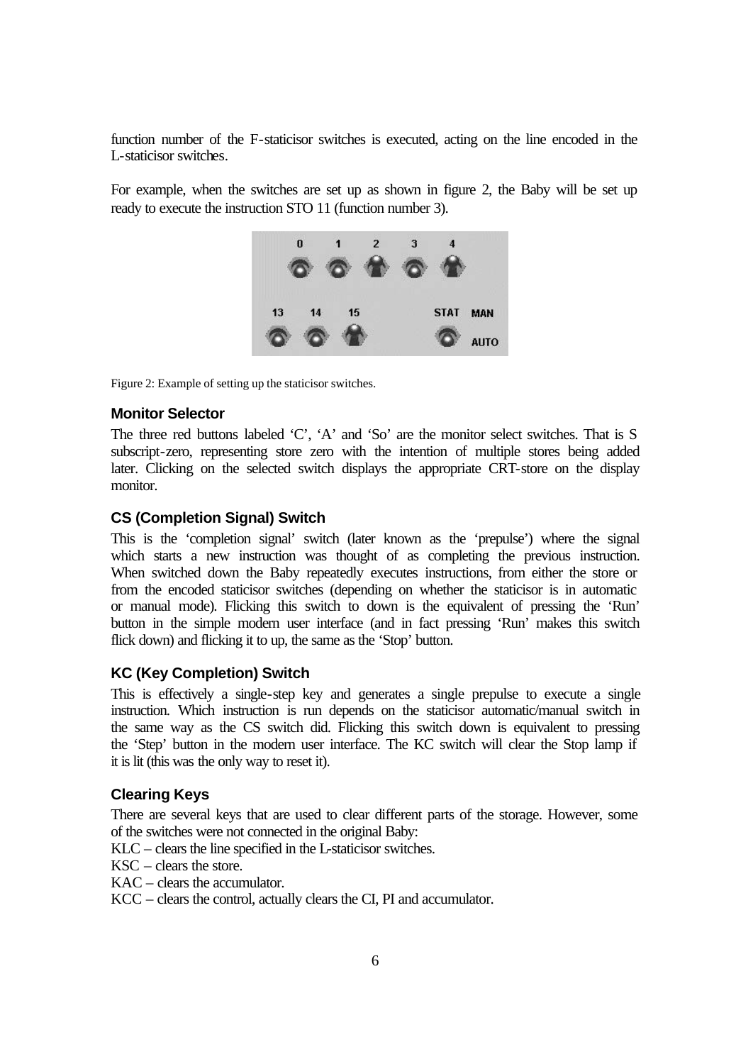function number of the F-staticisor switches is executed, acting on the line encoded in the L-staticisor switches.

For example, when the switches are set up as shown in figure 2, the Baby will be set up ready to execute the instruction STO 11 (function number 3).

Figure 2: Example of setting up the staticisor switches.

### Monitor Selector

The three red buttons labeled 'C', 'A' and 'So' are the monitor select switches. That is S subscript-zero, representing store zero with the intention of multiple stores being added later. Clicking on the selected switch displays the appropriate CRT-store on the display monitor.

### CS (Completion Signal) Switch

This is the 'completion signal' switch (later known as the 'prepulse') where the signal which starts a new instruction was thought of as completing the previous instruction. When switched down the Baby repeatedly executes instructions, from either the store or from the encoded staticisor switches (depending on whether the staticisor is in automatic or manual mode). Flicking this switch to down is the equivalent of pressing the 'Run' button in the simple modern user interface (and in fact pressing 'Run' makes this switch flick down) and flicking it to up, the same as the 'Stop' button.

### KC (Key Completion) Switch

This is effectively a single-step key and generates a single prepulse to execute a single instruction. Which instruction is run depends on the staticisor automatic/manual switch in the same way as the CS switch did. Flicking this switch down is equivalent to pressing the 'Step' button in the modern user interface. The KC switch will clear the Stop lamp if it is lit (this was the only way to reset it).

### Clearing Keys

There are several keys that are used to clear different parts of the storage. However, some of the switches were not connected in the original Baby:

KLC – clears the line specified in the L-staticisor switches.
KSC – clears the store.
KAC – clears the accumulator.
KCC – clears the control, actually clears the CI, PI and accumulator.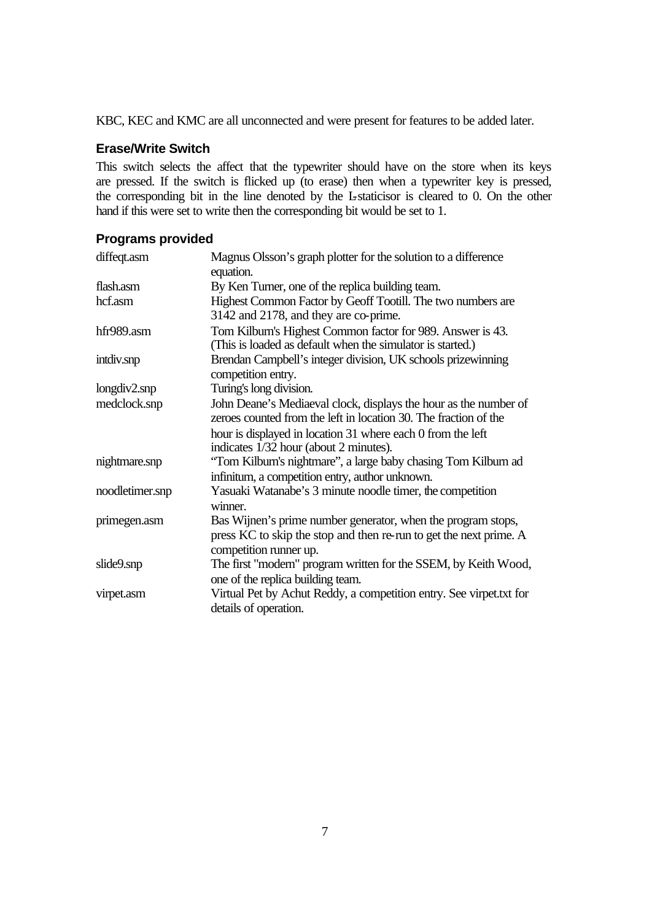KBC, KEC and KMC are all unconnected and were present for features to be added later.

### Erase/Write Switch

This switch selects the affect that the typewriter should have on the store when its keys are pressed. If the switch is flicked up (to erase) then when a typewriter key is pressed, the corresponding bit in the line denoted by the L-staticisor is cleared to 0. On the other hand if this were set to write then the corresponding bit would be set to 1.

### Programs provided

| | |
|---|---|
| diffeqt.asm | Magnus Olsson's graph plotter for the solution to a difference equation. |
| flash.asm | By Ken Turner, one of the replica building team. |
| hcf.asm | Highest Common Factor by Geoff Tootill. The two numbers are 3142 and 2178, and they are co-prime. |
| hfr989.asm | Tom Kilburn's Highest Common factor for 989. Answer is 43. (This is loaded as default when the simulator is started.) |
| intdiv.snp | Brendan Campbell's integer division, UK schools prizewinning competition entry. |
| longdiv2.snp | Turing's long division. |
| medclock.snp | John Deane's Mediaeval clock, displays the hour as the number of zeroes counted from the left in location 30. The fraction of the hour is displayed in location 31 where each 0 from the left indicates 1/32 hour (about 2 minutes). |
| nightmare.snp | "Tom Kilburn's nightmare", a large baby chasing Tom Kilburn ad infinitum, a competition entry, author unknown. |
| noodletimer.snp | Yasuaki Watanabe's 3 minute noodle timer, the competition winner. |
| primegen.asm | Bas Wijnen's prime number generator, when the program stops, press KC to skip the stop and then re-run to get the next prime. A competition runner up. |
| slide9.snp | The first "modern" program written for the SSEM, by Keith Wood, one of the replica building team. |
| virpet.asm | Virtual Pet by Achut Reddy, a competition entry. See virpet.txt for details of operation. |